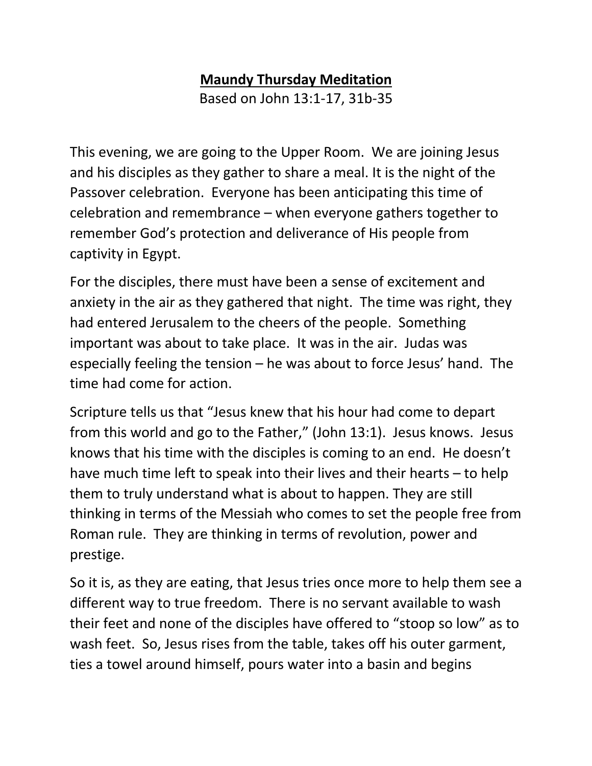# **Maundy Thursday Meditation**

Based on John 13:1-17, 31b-35

This evening, we are going to the Upper Room. We are joining Jesus and his disciples as they gather to share a meal. It is the night of the Passover celebration. Everyone has been anticipating this time of celebration and remembrance – when everyone gathers together to remember God's protection and deliverance of His people from captivity in Egypt.

For the disciples, there must have been a sense of excitement and anxiety in the air as they gathered that night. The time was right, they had entered Jerusalem to the cheers of the people. Something important was about to take place. It was in the air. Judas was especially feeling the tension – he was about to force Jesus' hand. The time had come for action.

Scripture tells us that "Jesus knew that his hour had come to depart from this world and go to the Father," (John 13:1). Jesus knows. Jesus knows that his time with the disciples is coming to an end. He doesn't have much time left to speak into their lives and their hearts – to help them to truly understand what is about to happen. They are still thinking in terms of the Messiah who comes to set the people free from Roman rule. They are thinking in terms of revolution, power and prestige.

So it is, as they are eating, that Jesus tries once more to help them see a different way to true freedom. There is no servant available to wash their feet and none of the disciples have offered to "stoop so low" as to wash feet. So, Jesus rises from the table, takes off his outer garment, ties a towel around himself, pours water into a basin and begins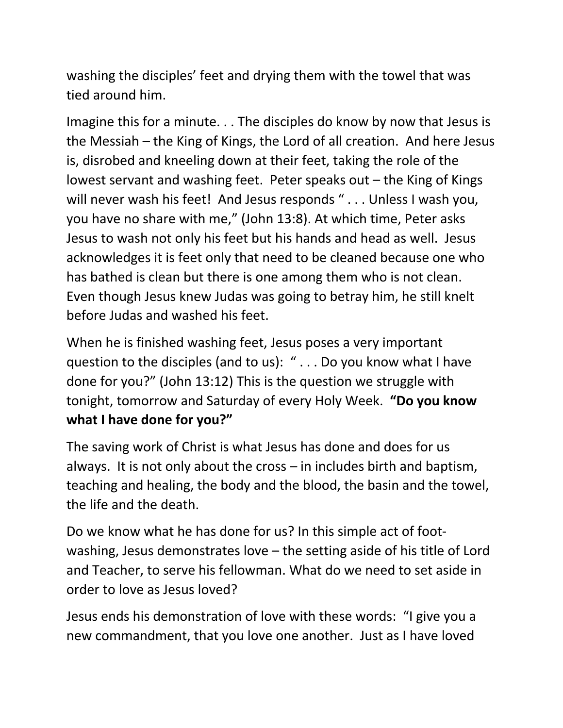washing the disciples' feet and drying them with the towel that was tied around him.

Imagine this for a minute. . . The disciples do know by now that Jesus is the Messiah – the King of Kings, the Lord of all creation. And here Jesus is, disrobed and kneeling down at their feet, taking the role of the lowest servant and washing feet. Peter speaks out – the King of Kings will never wash his feet! And Jesus responds " . . . Unless I wash you, you have no share with me," (John 13:8). At which time, Peter asks Jesus to wash not only his feet but his hands and head as well. Jesus acknowledges it is feet only that need to be cleaned because one who has bathed is clean but there is one among them who is not clean. Even though Jesus knew Judas was going to betray him, he still knelt before Judas and washed his feet.

When he is finished washing feet, Jesus poses a very important question to the disciples (and to us): " . . . Do you know what I have done for you?" (John 13:12) This is the question we struggle with tonight, tomorrow and Saturday of every Holy Week. **"Do you know what I have done for you?"**

The saving work of Christ is what Jesus has done and does for us always. It is not only about the cross – in includes birth and baptism, teaching and healing, the body and the blood, the basin and the towel, the life and the death.

Do we know what he has done for us? In this simple act of foot-washing, Jesus demonstrates love – the setting aside of his title of Lord and Teacher, to serve his fellowman. What do we need to set aside in order to love as Jesus loved?

Jesus ends his demonstration of love with these words: "I give you a new commandment, that you love one another. Just as I have loved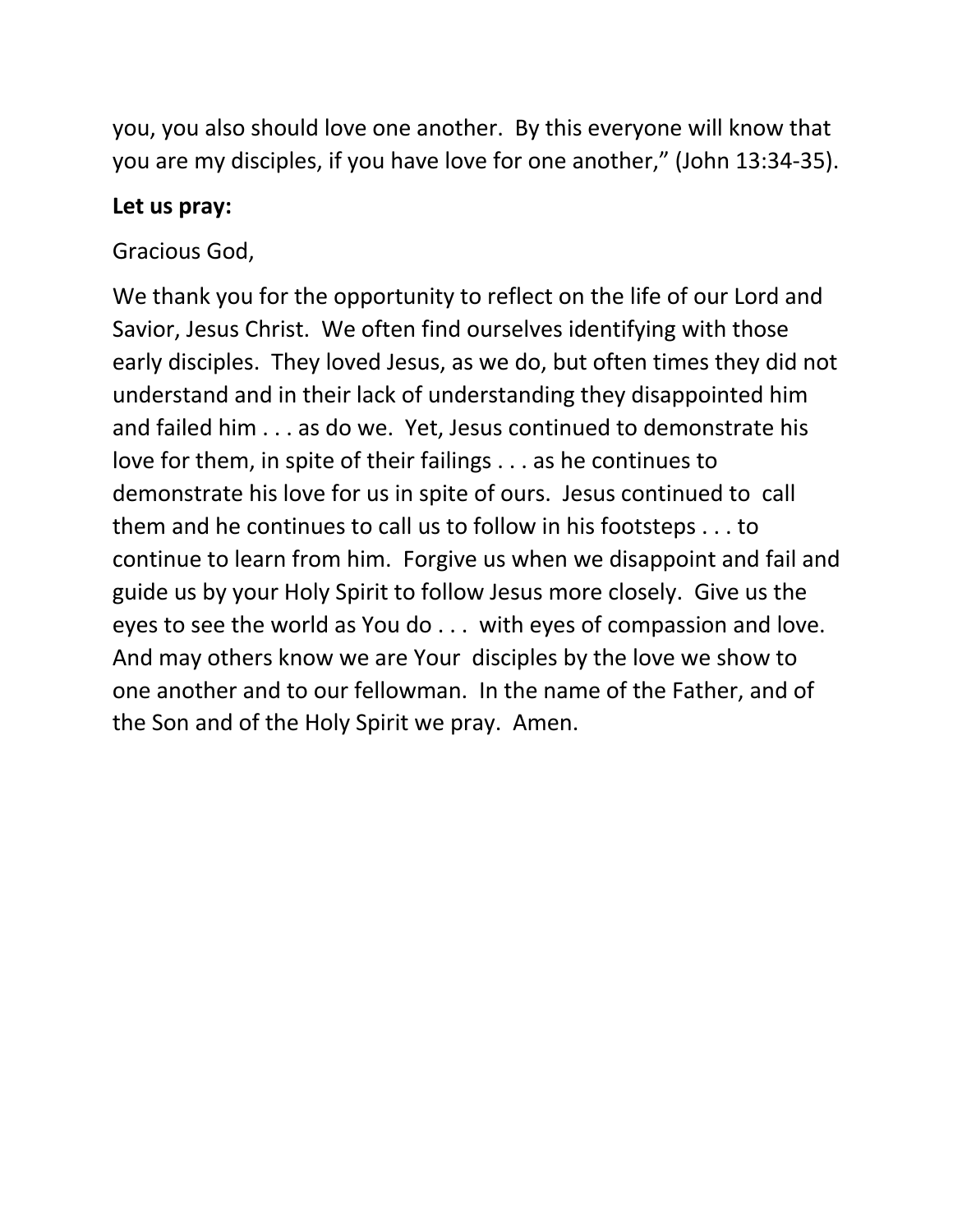you, you also should love one another. By this everyone will know that you are my disciples, if you have love for one another," (John 13:34-35).

**Let us pray:**

Gracious God,

We thank you for the opportunity to reflect on the life of our Lord and Savior, Jesus Christ. We often find ourselves identifying with those early disciples. They loved Jesus, as we do, but often times they did not understand and in their lack of understanding they disappointed him and failed him . . . as do we. Yet, Jesus continued to demonstrate his love for them, in spite of their failings . . . as he continues to demonstrate his love for us in spite of ours. Jesus continued to call them and he continues to call us to follow in his footsteps . . . to continue to learn from him. Forgive us when we disappoint and fail and guide us by your Holy Spirit to follow Jesus more closely. Give us the eyes to see the world as You do . . . with eyes of compassion and love. And may others know we are Your disciples by the love we show to one another and to our fellowman. In the name of the Father, and of the Son and of the Holy Spirit we pray. Amen.